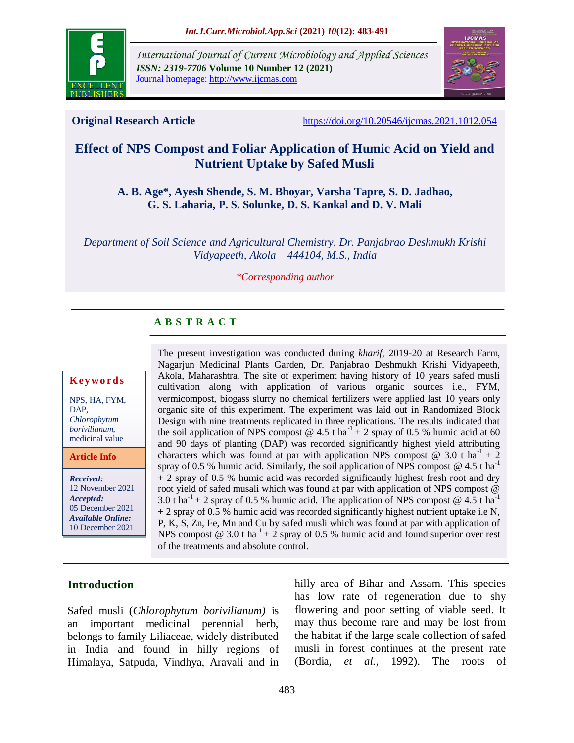International Journal of Current Microbiology and Applied Sciences
*ISSN: 2319-7706* **Volume 10 Number 12 (2021)**
Journal homepage: http://www.ijcmas.com

**Original Research Article** https://doi.org/10.20546/ijcmas.2021.1012.054

# Effect of NPS Compost and Foliar Application of Humic Acid on Yield and Nutrient Uptake by Safed Musli

**A. B. Age\*, Ayesh Shende, S. M. Bhoyar, Varsha Tapre, S. D. Jadhao, G. S. Laharia, P. S. Solunke, D. S. Kankal and D. V. Mali**

*Department of Soil Science and Agricultural Chemistry, Dr. Panjabrao Deshmukh Krishi Vidyapeeth, Akola – 444104, M.S., India*

*\*Corresponding author*

## A B S T R A C T

**Keywords**

NPS, HA, FYM, DAP, *Chlorophytum borivilianum*, medicinal value

**Article Info**

***Received:*** 12 November 2021
***Accepted:*** 05 December 2021
***Available Online:*** 10 December 2021

The present investigation was conducted during *kharif*, 2019-20 at Research Farm, Nagarjun Medicinal Plants Garden, Dr. Panjabrao Deshmukh Krishi Vidyapeeth, Akola, Maharashtra. The site of experiment having history of 10 years safed musli cultivation along with application of various organic sources i.e., FYM, vermicompost, biogass slurry no chemical fertilizers were applied last 10 years only organic site of this experiment. The experiment was laid out in Randomized Block Design with nine treatments replicated in three replications. The results indicated that the soil application of NPS compost @ 4.5 t $ha^{-1}$ + 2 spray of 0.5 % humic acid at 60 and 90 days of planting (DAP) was recorded significantly highest yield attributing characters which was found at par with application NPS compost @ 3.0 t $ha^{-1}$ + 2 spray of 0.5 % humic acid. Similarly, the soil application of NPS compost @ 4.5 t $ha^{-1}$ + 2 spray of 0.5 % humic acid was recorded significantly highest fresh root and dry root yield of safed musali which was found at par with application of NPS compost @ 3.0 t $ha^{-1}$ + 2 spray of 0.5 % humic acid. The application of NPS compost @ 4.5 t $ha^{-1}$ + 2 spray of 0.5 % humic acid was recorded significantly highest nutrient uptake i.e N, P, K, S, Zn, Fe, Mn and Cu by safed musli which was found at par with application of NPS compost @ 3.0 t $ha^{-1}$ + 2 spray of 0.5 % humic acid and found superior over rest of the treatments and absolute control.

## Introduction

Safed musli (*Chlorophytum borivilianum)* is an important medicinal perennial herb, belongs to family Liliaceae, widely distributed in India and found in hilly regions of Himalaya, Satpuda, Vindhya, Aravali and in hilly area of Bihar and Assam. This species has low rate of regeneration due to shy flowering and poor setting of viable seed. It may thus become rare and may be lost from the habitat if the large scale collection of safed musli in forest continues at the present rate (Bordia, *et al.,* 1992). The roots of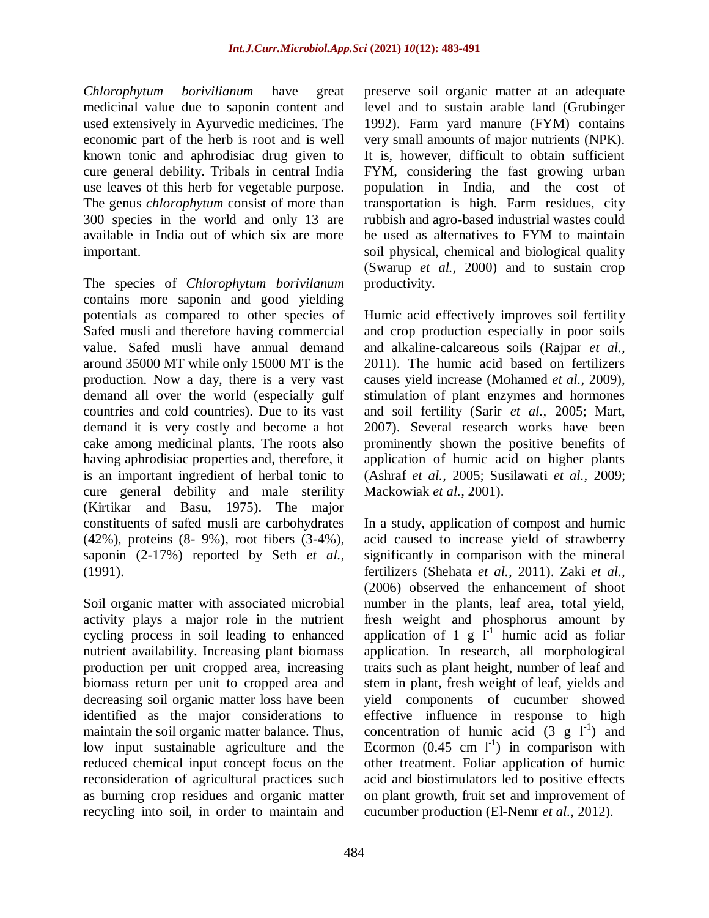*Chlorophytum borivilianum* have great medicinal value due to saponin content and used extensively in Ayurvedic medicines. The economic part of the herb is root and is well known tonic and aphrodisiac drug given to cure general debility. Tribals in central India use leaves of this herb for vegetable purpose. The genus *chlorophytum* consist of more than 300 species in the world and only 13 are available in India out of which six are more important.

The species of *Chlorophytum borivilanum* contains more saponin and good yielding potentials as compared to other species of Safed musli and therefore having commercial value. Safed musli have annual demand around 35000 MT while only 15000 MT is the production. Now a day, there is a very vast demand all over the world (especially gulf countries and cold countries). Due to its vast demand it is very costly and become a hot cake among medicinal plants. The roots also having aphrodisiac properties and, therefore, it is an important ingredient of herbal tonic to cure general debility and male sterility (Kirtikar and Basu, 1975). The major constituents of safed musli are carbohydrates (42%), proteins (8- 9%), root fibers (3-4%), saponin (2-17%) reported by Seth *et al.,* (1991).

Soil organic matter with associated microbial activity plays a major role in the nutrient cycling process in soil leading to enhanced nutrient availability. Increasing plant biomass production per unit cropped area, increasing biomass return per unit to cropped area and decreasing soil organic matter loss have been identified as the major considerations to maintain the soil organic matter balance. Thus, low input sustainable agriculture and the reduced chemical input concept focus on the reconsideration of agricultural practices such as burning crop residues and organic matter recycling into soil, in order to maintain and preserve soil organic matter at an adequate level and to sustain arable land (Grubinger 1992). Farm yard manure (FYM) contains very small amounts of major nutrients (NPK). It is, however, difficult to obtain sufficient FYM, considering the fast growing urban population in India, and the cost of transportation is high. Farm residues, city rubbish and agro-based industrial wastes could be used as alternatives to FYM to maintain soil physical, chemical and biological quality (Swarup *et al.,* 2000) and to sustain crop productivity.

Humic acid effectively improves soil fertility and crop production especially in poor soils and alkaline-calcareous soils (Rajpar *et al.,* 2011). The humic acid based on fertilizers causes yield increase (Mohamed *et al.,* 2009), stimulation of plant enzymes and hormones and soil fertility (Sarir *et al.,* 2005; Mart, 2007). Several research works have been prominently shown the positive benefits of application of humic acid on higher plants (Ashraf *et al.,* 2005; Susilawati *et al.,* 2009; Mackowiak *et al.,* 2001).

In a study, application of compost and humic acid caused to increase yield of strawberry significantly in comparison with the mineral fertilizers (Shehata *et al.,* 2011). Zaki *et al.,* (2006) observed the enhancement of shoot number in the plants, leaf area, total yield, fresh weight and phosphorus amount by application of 1 g $l^{-1}$ humic acid as foliar application. In research, all morphological traits such as plant height, number of leaf and stem in plant, fresh weight of leaf, yields and yield components of cucumber showed effective influence in response to high concentration of humic acid (3 g $l^{-1}$) and Ecormon (0.45 cm $l^{-1}$) in comparison with other treatment. Foliar application of humic acid and biostimulators led to positive effects on plant growth, fruit set and improvement of cucumber production (El-Nemr *et al.,* 2012).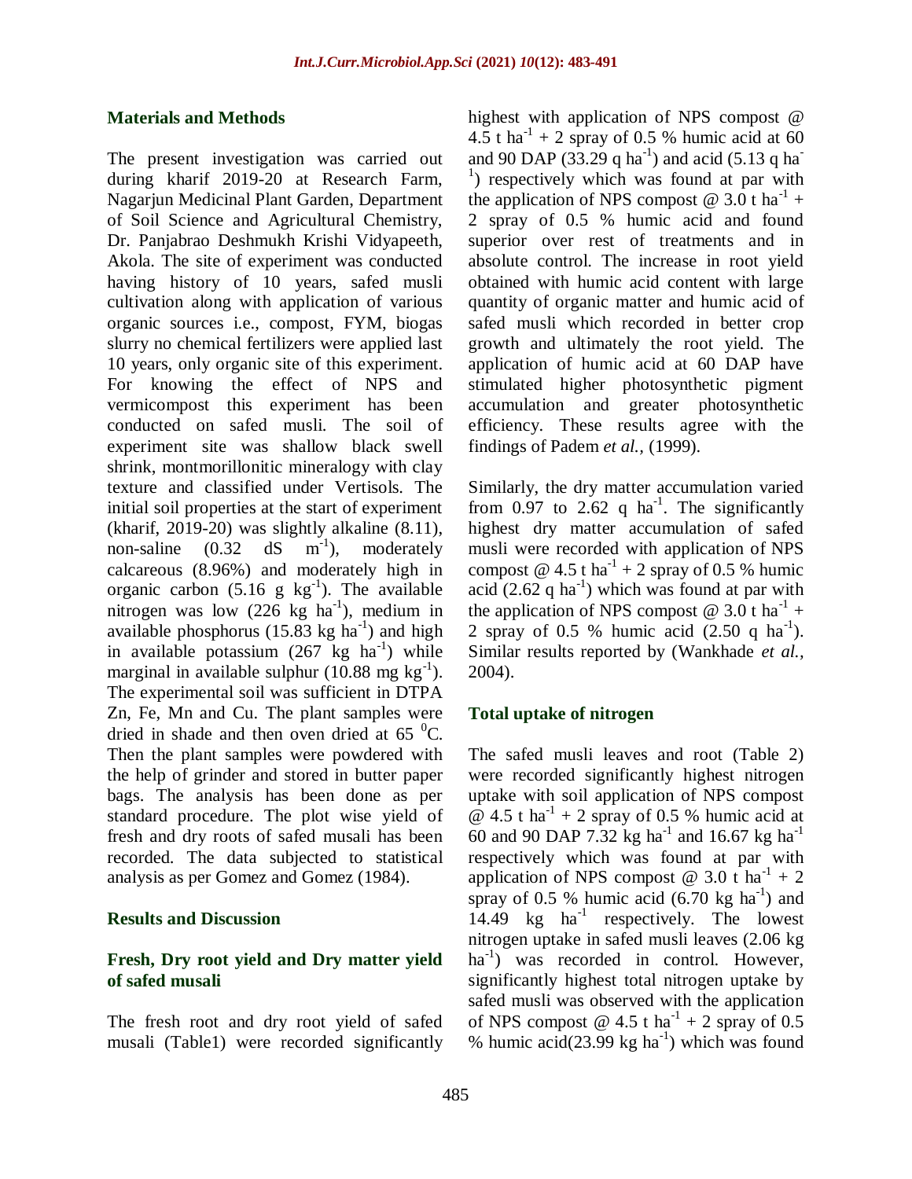## Materials and Methods

The present investigation was carried out during kharif 2019-20 at Research Farm, Nagarjun Medicinal Plant Garden, Department of Soil Science and Agricultural Chemistry, Dr. Panjabrao Deshmukh Krishi Vidyapeeth, Akola. The site of experiment was conducted having history of 10 years, safed musli cultivation along with application of various organic sources i.e., compost, FYM, biogas slurry no chemical fertilizers were applied last 10 years, only organic site of this experiment. For knowing the effect of NPS and vermicompost this experiment has been conducted on safed musli. The soil of experiment site was shallow black swell shrink, montmorillonitic mineralogy with clay texture and classified under Vertisols. The initial soil properties at the start of experiment (kharif, 2019-20) was slightly alkaline (8.11), non-saline (0.32 dS $m^{-1}$), moderately calcareous (8.96%) and moderately high in organic carbon (5.16 g $kg^{-1}$). The available nitrogen was low (226 kg $ha^{-1}$), medium in available phosphorus (15.83 kg $ha^{-1}$) and high in available potassium (267 kg $ha^{-1}$) while marginal in available sulphur (10.88 mg $kg^{-1}$). The experimental soil was sufficient in DTPA Zn, Fe, Mn and Cu. The plant samples were dried in shade and then oven dried at 65 $^{0}$C. Then the plant samples were powdered with the help of grinder and stored in butter paper bags. The analysis has been done as per standard procedure. The plot wise yield of fresh and dry roots of safed musali has been recorded. The data subjected to statistical analysis as per Gomez and Gomez (1984).

## Results and Discussion

### Fresh, Dry root yield and Dry matter yield of safed musali

The fresh root and dry root yield of safed musali (Table1) were recorded significantly highest with application of NPS compost @ 4.5 t $ha^{-1}$ + 2 spray of 0.5 % humic acid at 60 and 90 DAP (33.29 q $ha^{-1}$) and acid (5.13 q $ha^{-1}$) respectively which was found at par with the application of NPS compost @ 3.0 t $ha^{-1}$ + 2 spray of 0.5 % humic acid and found superior over rest of treatments and in absolute control. The increase in root yield obtained with humic acid content with large quantity of organic matter and humic acid of safed musli which recorded in better crop growth and ultimately the root yield. The application of humic acid at 60 DAP have stimulated higher photosynthetic pigment accumulation and greater photosynthetic efficiency. These results agree with the findings of Padem *et al.,* (1999).

Similarly, the dry matter accumulation varied from 0.97 to 2.62 q $ha^{-1}$. The significantly highest dry matter accumulation of safed musli were recorded with application of NPS compost @ 4.5 t $ha^{-1}$ + 2 spray of 0.5 % humic acid (2.62 q $ha^{-1}$) which was found at par with the application of NPS compost @ 3.0 t $ha^{-1}$ + 2 spray of 0.5 % humic acid (2.50 q $ha^{-1}$). Similar results reported by (Wankhade *et al.,* 2004).

### Total uptake of nitrogen

The safed musli leaves and root (Table 2) were recorded significantly highest nitrogen uptake with soil application of NPS compost @ 4.5 t $ha^{-1}$ + 2 spray of 0.5 % humic acid at 60 and 90 DAP 7.32 kg $ha^{-1}$ and 16.67 kg $ha^{-1}$ respectively which was found at par with application of NPS compost @ 3.0 t $ha^{-1}$ + 2 spray of 0.5 % humic acid (6.70 kg $ha^{-1}$) and 14.49 kg $ha^{-1}$ respectively. The lowest nitrogen uptake in safed musli leaves (2.06 kg $ha^{-1}$) was recorded in control. However, significantly highest total nitrogen uptake by safed musli was observed with the application of NPS compost @ 4.5 t $ha^{-1}$ + 2 spray of 0.5 % humic acid(23.99 kg $ha^{-1}$) which was found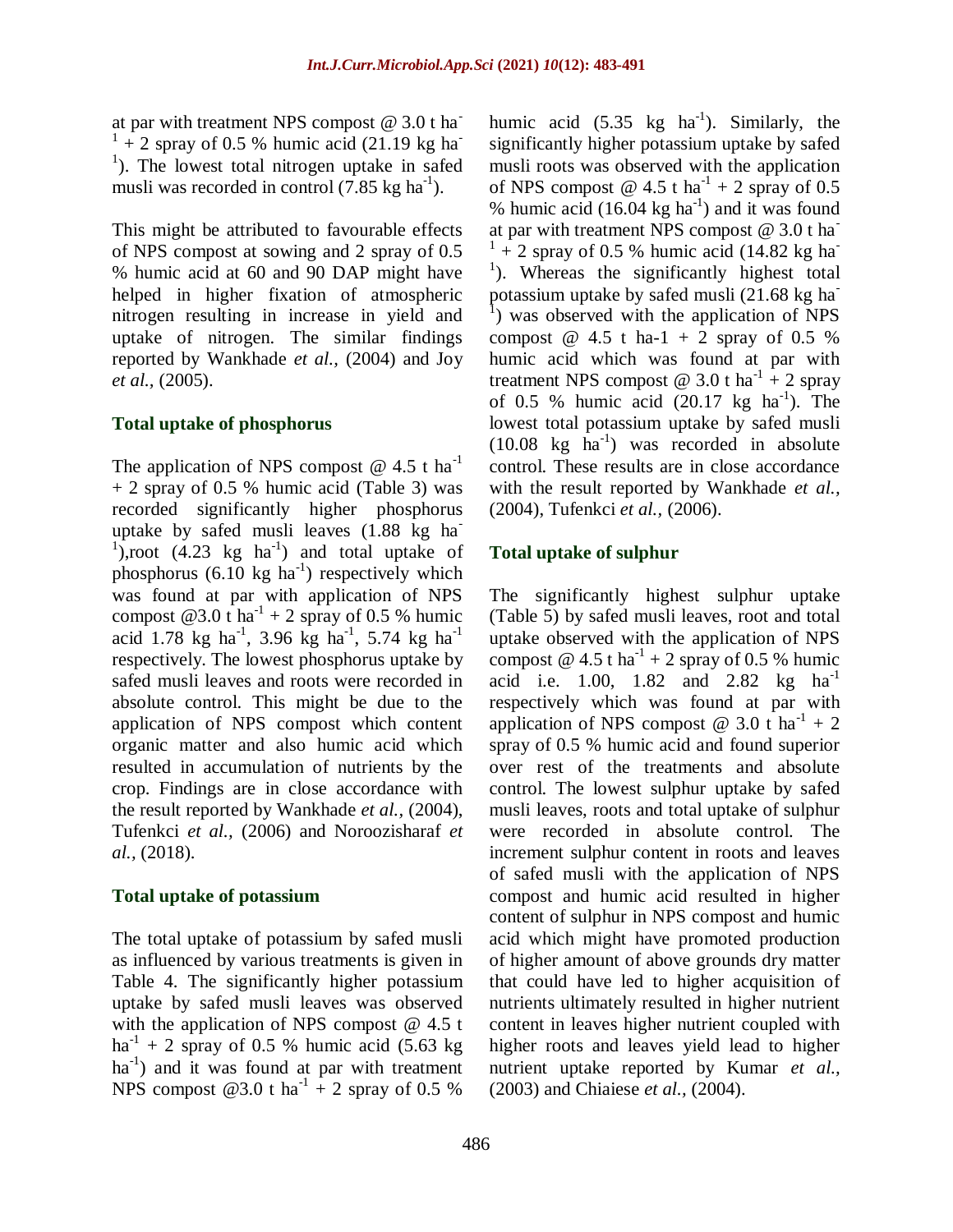at par with treatment NPS compost @ 3.0 t ha$^{-1}$ + 2 spray of 0.5 % humic acid (21.19 kg ha$^{-1}$). The lowest total nitrogen uptake in safed musli was recorded in control (7.85 kg ha$^{-1}$).

This might be attributed to favourable effects of NPS compost at sowing and 2 spray of 0.5 % humic acid at 60 and 90 DAP might have helped in higher fixation of atmospheric nitrogen resulting in increase in yield and uptake of nitrogen. The similar findings reported by Wankhade *et al.,* (2004) and Joy *et al.,* (2005).

### Total uptake of phosphorus

The application of NPS compost @ 4.5 t ha$^{-1}$ + 2 spray of 0.5 % humic acid (Table 3) was recorded significantly higher phosphorus uptake by safed musli leaves (1.88 kg ha$^{-1}$),root (4.23 kg ha$^{-1}$) and total uptake of phosphorus (6.10 kg ha$^{-1}$) respectively which was found at par with application of NPS compost @3.0 t ha$^{-1}$ + 2 spray of 0.5 % humic acid 1.78 kg ha$^{-1}$, 3.96 kg ha$^{-1}$, 5.74 kg ha$^{-1}$ respectively. The lowest phosphorus uptake by safed musli leaves and roots were recorded in absolute control. This might be due to the application of NPS compost which content organic matter and also humic acid which resulted in accumulation of nutrients by the crop. Findings are in close accordance with the result reported by Wankhade *et al.,* (2004), Tufenkci *et al.,* (2006) and Noroozisharaf *et al.,* (2018).

### Total uptake of potassium

The total uptake of potassium by safed musli as influenced by various treatments is given in Table 4. The significantly higher potassium uptake by safed musli leaves was observed with the application of NPS compost @ 4.5 t ha$^{-1}$ + 2 spray of 0.5 % humic acid (5.63 kg ha$^{-1}$) and it was found at par with treatment NPS compost @3.0 t ha$^{-1}$ + 2 spray of 0.5 % humic acid (5.35 kg ha$^{-1}$). Similarly, the significantly higher potassium uptake by safed musli roots was observed with the application of NPS compost @ 4.5 t ha$^{-1}$ + 2 spray of 0.5 % humic acid (16.04 kg ha$^{-1}$) and it was found at par with treatment NPS compost @ 3.0 t ha$^{-1}$ + 2 spray of 0.5 % humic acid (14.82 kg ha$^{-1}$). Whereas the significantly highest total potassium uptake by safed musli (21.68 kg ha$^{-1}$) was observed with the application of NPS compost @ 4.5 t ha-1 + 2 spray of 0.5 % humic acid which was found at par with treatment NPS compost @ 3.0 t ha$^{-1}$ + 2 spray of 0.5 % humic acid (20.17 kg ha$^{-1}$). The lowest total potassium uptake by safed musli (10.08 kg ha$^{-1}$) was recorded in absolute control. These results are in close accordance with the result reported by Wankhade *et al.,* (2004), Tufenkci *et al.,* (2006).

### Total uptake of sulphur

The significantly highest sulphur uptake (Table 5) by safed musli leaves, root and total uptake observed with the application of NPS compost @ 4.5 t ha$^{-1}$ + 2 spray of 0.5 % humic acid i.e. 1.00, 1.82 and 2.82 kg ha$^{-1}$ respectively which was found at par with application of NPS compost @ 3.0 t ha$^{-1}$ + 2 spray of 0.5 % humic acid and found superior over rest of the treatments and absolute control. The lowest sulphur uptake by safed musli leaves, roots and total uptake of sulphur were recorded in absolute control. The increment sulphur content in roots and leaves of safed musli with the application of NPS compost and humic acid resulted in higher content of sulphur in NPS compost and humic acid which might have promoted production of higher amount of above grounds dry matter that could have led to higher acquisition of nutrients ultimately resulted in higher nutrient content in leaves higher nutrient coupled with higher roots and leaves yield lead to higher nutrient uptake reported by Kumar *et al.,* (2003) and Chiaiese *et al.,* (2004).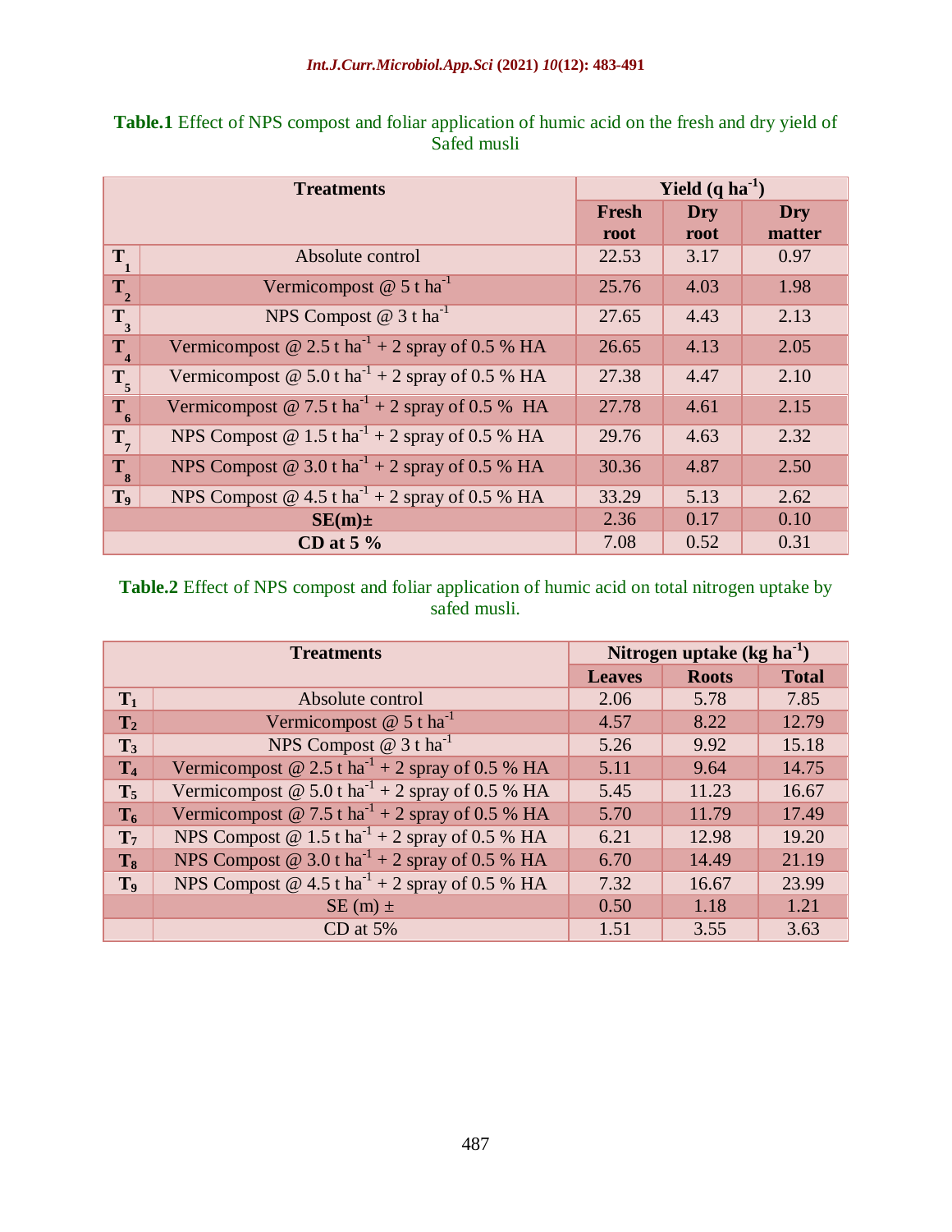**Table.1** Effect of NPS compost and foliar application of humic acid on the fresh and dry yield of Safed musli

| Treatments | | Yield (q $ha^{-1}$) | | |
|---|---|---|---|---|
| | | Fresh root | Dry root | Dry matter |
| $T_1$ | Absolute control | 22.53 | 3.17 | 0.97 |
| $T_2$ | Vermicompost @ 5 t $ha^{-1}$ | 25.76 | 4.03 | 1.98 |
| $T_3$ | NPS Compost @ 3 t $ha^{-1}$ | 27.65 | 4.43 | 2.13 |
| $T_4$ | Vermicompost @ 2.5 t $ha^{-1}$ + 2 spray of 0.5 % HA | 26.65 | 4.13 | 2.05 |
| $T_5$ | Vermicompost @ 5.0 t $ha^{-1}$ + 2 spray of 0.5 % HA | 27.38 | 4.47 | 2.10 |
| $T_6$ | Vermicompost @ 7.5 t $ha^{-1}$ + 2 spray of 0.5 % HA | 27.78 | 4.61 | 2.15 |
| $T_7$ | NPS Compost @ 1.5 t $ha^{-1}$ + 2 spray of 0.5 % HA | 29.76 | 4.63 | 2.32 |
| $T_8$ | NPS Compost @ 3.0 t $ha^{-1}$ + 2 spray of 0.5 % HA | 30.36 | 4.87 | 2.50 |
| $T_9$ | NPS Compost @ 4.5 t $ha^{-1}$ + 2 spray of 0.5 % HA | 33.29 | 5.13 | 2.62 |
| **SE(m)±** | | 2.36 | 0.17 | 0.10 |
| **CD at 5 %** | | 7.08 | 0.52 | 0.31 |

**Table.2** Effect of NPS compost and foliar application of humic acid on total nitrogen uptake by safed musli.

| Treatments | | Nitrogen uptake (kg $ha^{-1}$) | | |
|---|---|---|---|---|
| | | Leaves | Roots | Total |
| $T_1$ | Absolute control | 2.06 | 5.78 | 7.85 |
| $T_2$ | Vermicompost @ 5 t $ha^{-1}$ | 4.57 | 8.22 | 12.79 |
| $T_3$ | NPS Compost @ 3 t $ha^{-1}$ | 5.26 | 9.92 | 15.18 |
| $T_4$ | Vermicompost @ 2.5 t $ha^{-1}$ + 2 spray of 0.5 % HA | 5.11 | 9.64 | 14.75 |
| $T_5$ | Vermicompost @ 5.0 t $ha^{-1}$ + 2 spray of 0.5 % HA | 5.45 | 11.23 | 16.67 |
| $T_6$ | Vermicompost @ 7.5 t $ha^{-1}$ + 2 spray of 0.5 % HA | 5.70 | 11.79 | 17.49 |
| $T_7$ | NPS Compost @ 1.5 t $ha^{-1}$ + 2 spray of 0.5 % HA | 6.21 | 12.98 | 19.20 |
| $T_8$ | NPS Compost @ 3.0 t $ha^{-1}$ + 2 spray of 0.5 % HA | 6.70 | 14.49 | 21.19 |
| $T_9$ | NPS Compost @ 4.5 t $ha^{-1}$ + 2 spray of 0.5 % HA | 7.32 | 16.67 | 23.99 |
| | SE (m) ± | 0.50 | 1.18 | 1.21 |
| | CD at 5% | 1.51 | 3.55 | 3.63 |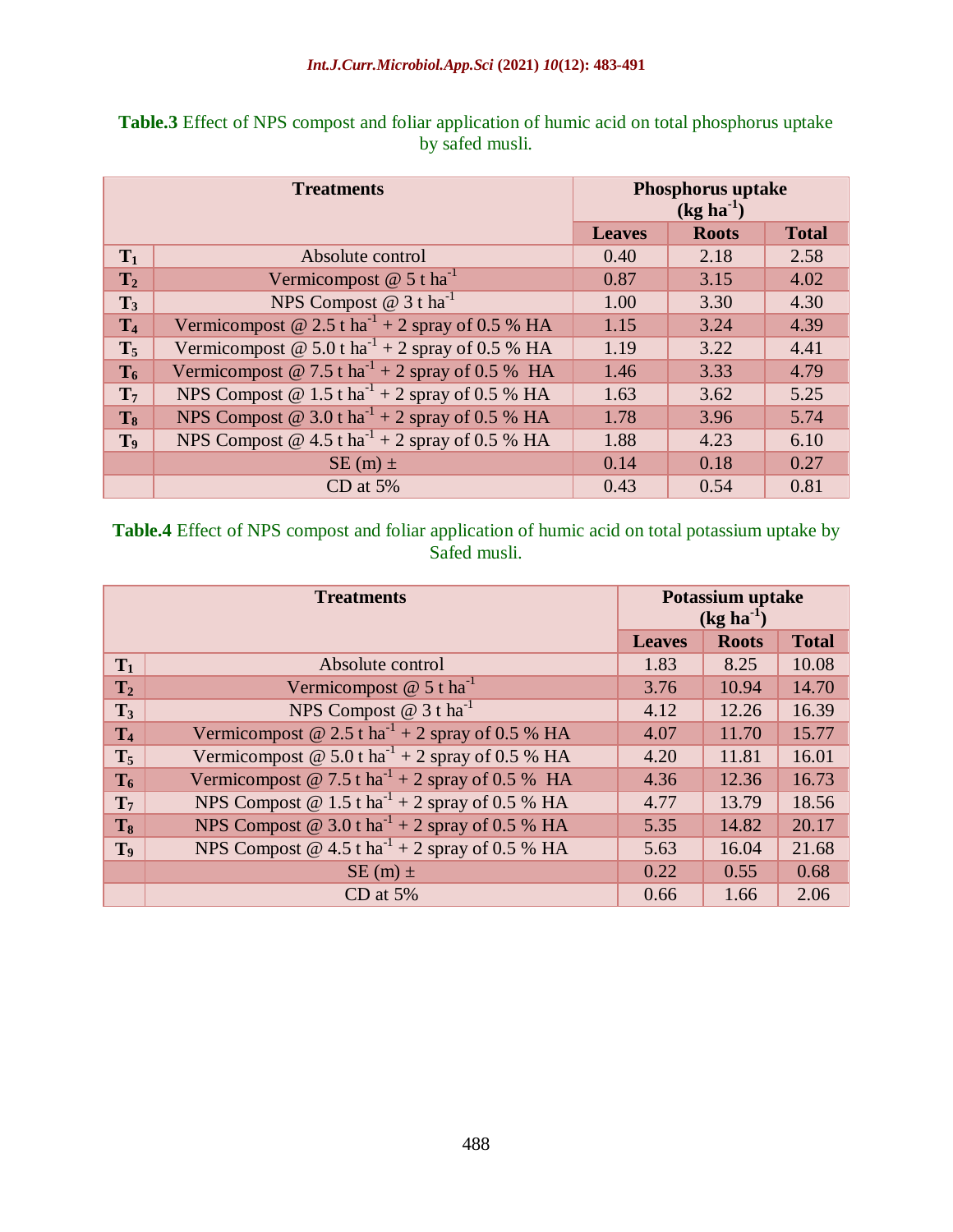**Table.3** Effect of NPS compost and foliar application of humic acid on total phosphorus uptake by safed musli.

| Treatments | | Phosphorus uptake ($kg\ ha^{-1}$) | | |
|---|---|---|---|---|
| | | Leaves | Roots | Total |
| $T_1$ | Absolute control | 0.40 | 2.18 | 2.58 |
| $T_2$ | Vermicompost @ 5 t $ha^{-1}$ | 0.87 | 3.15 | 4.02 |
| $T_3$ | NPS Compost @ 3 t $ha^{-1}$ | 1.00 | 3.30 | 4.30 |
| $T_4$ | Vermicompost @ 2.5 t $ha^{-1}$ + 2 spray of 0.5 % HA | 1.15 | 3.24 | 4.39 |
| $T_5$ | Vermicompost @ 5.0 t $ha^{-1}$ + 2 spray of 0.5 % HA | 1.19 | 3.22 | 4.41 |
| $T_6$ | Vermicompost @ 7.5 t $ha^{-1}$ + 2 spray of 0.5 % HA | 1.46 | 3.33 | 4.79 |
| $T_7$ | NPS Compost @ 1.5 t $ha^{-1}$ + 2 spray of 0.5 % HA | 1.63 | 3.62 | 5.25 |
| $T_8$ | NPS Compost @ 3.0 t $ha^{-1}$ + 2 spray of 0.5 % HA | 1.78 | 3.96 | 5.74 |
| $T_9$ | NPS Compost @ 4.5 t $ha^{-1}$ + 2 spray of 0.5 % HA | 1.88 | 4.23 | 6.10 |
| | SE (m) ± | 0.14 | 0.18 | 0.27 |
| | CD at 5% | 0.43 | 0.54 | 0.81 |

**Table.4** Effect of NPS compost and foliar application of humic acid on total potassium uptake by Safed musli.

| Treatments | | Potassium uptake ($kg\ ha^{-1}$) | | |
|---|---|---|---|---|
| | | Leaves | Roots | Total |
| $T_1$ | Absolute control | 1.83 | 8.25 | 10.08 |
| $T_2$ | Vermicompost @ 5 t $ha^{-1}$ | 3.76 | 10.94 | 14.70 |
| $T_3$ | NPS Compost @ 3 t $ha^{-1}$ | 4.12 | 12.26 | 16.39 |
| $T_4$ | Vermicompost @ 2.5 t $ha^{-1}$ + 2 spray of 0.5 % HA | 4.07 | 11.70 | 15.77 |
| $T_5$ | Vermicompost @ 5.0 t $ha^{-1}$ + 2 spray of 0.5 % HA | 4.20 | 11.81 | 16.01 |
| $T_6$ | Vermicompost @ 7.5 t $ha^{-1}$ + 2 spray of 0.5 % HA | 4.36 | 12.36 | 16.73 |
| $T_7$ | NPS Compost @ 1.5 t $ha^{-1}$ + 2 spray of 0.5 % HA | 4.77 | 13.79 | 18.56 |
| $T_8$ | NPS Compost @ 3.0 t $ha^{-1}$ + 2 spray of 0.5 % HA | 5.35 | 14.82 | 20.17 |
| $T_9$ | NPS Compost @ 4.5 t $ha^{-1}$ + 2 spray of 0.5 % HA | 5.63 | 16.04 | 21.68 |
| | SE (m) ± | 0.22 | 0.55 | 0.68 |
| | CD at 5% | 0.66 | 1.66 | 2.06 |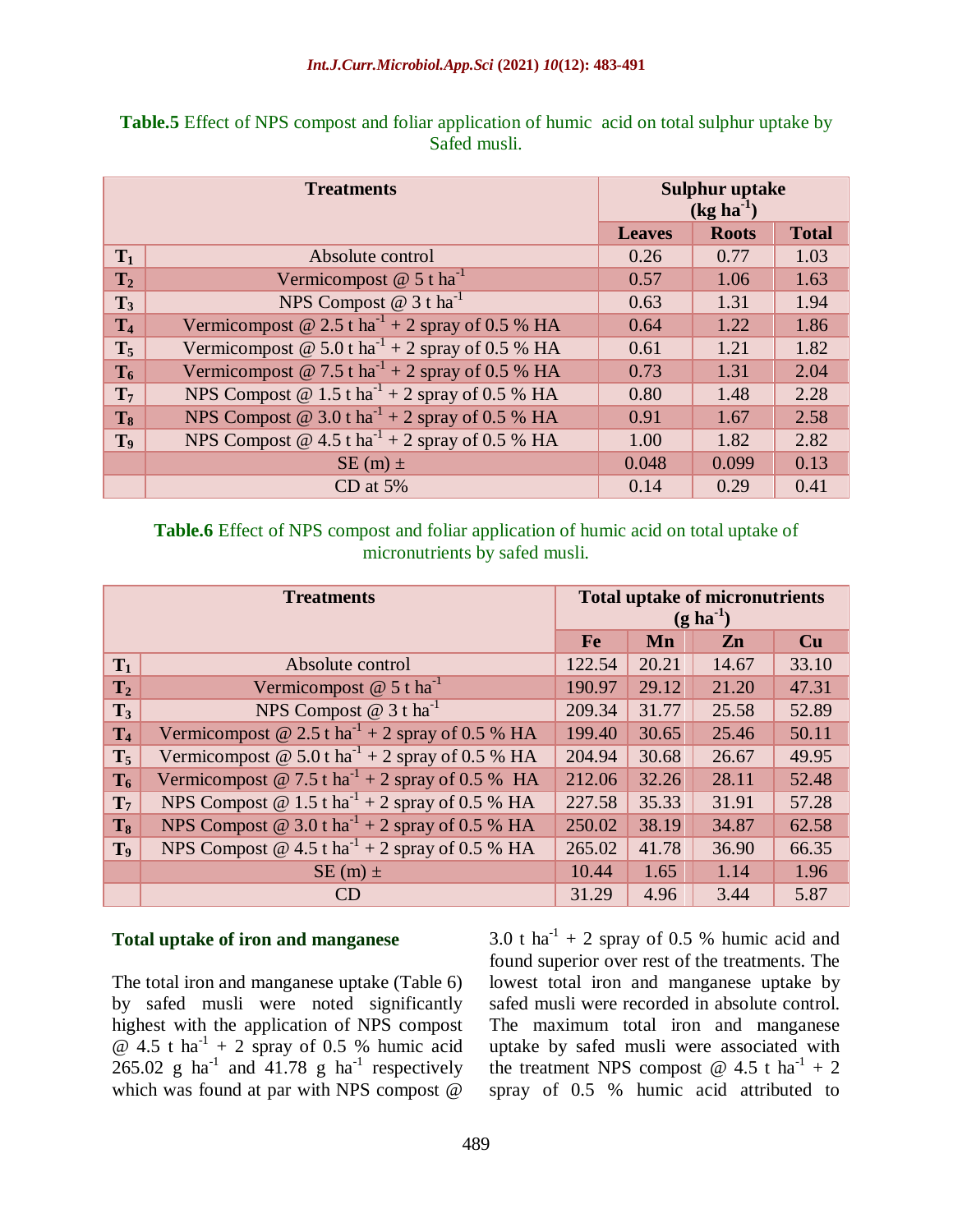**Table.5** Effect of NPS compost and foliar application of humic acid on total sulphur uptake by Safed musli.

| Treatments | | Sulphur uptake ($kg\ ha^{-1}$) | | |
|---|---|---|---|---|
| | | Leaves | Roots | Total |
| $T_1$ | Absolute control | 0.26 | 0.77 | 1.03 |
| $T_2$ | Vermicompost @ 5 t $ha^{-1}$ | 0.57 | 1.06 | 1.63 |
| $T_3$ | NPS Compost @ 3 t $ha^{-1}$ | 0.63 | 1.31 | 1.94 |
| $T_4$ | Vermicompost @ 2.5 t $ha^{-1}$ + 2 spray of 0.5 % HA | 0.64 | 1.22 | 1.86 |
| $T_5$ | Vermicompost @ 5.0 t $ha^{-1}$ + 2 spray of 0.5 % HA | 0.61 | 1.21 | 1.82 |
| $T_6$ | Vermicompost @ 7.5 t $ha^{-1}$ + 2 spray of 0.5 % HA | 0.73 | 1.31 | 2.04 |
| $T_7$ | NPS Compost @ 1.5 t $ha^{-1}$ + 2 spray of 0.5 % HA | 0.80 | 1.48 | 2.28 |
| $T_8$ | NPS Compost @ 3.0 t $ha^{-1}$ + 2 spray of 0.5 % HA | 0.91 | 1.67 | 2.58 |
| $T_9$ | NPS Compost @ 4.5 t $ha^{-1}$ + 2 spray of 0.5 % HA | 1.00 | 1.82 | 2.82 |
| | SE (m) ± | 0.048 | 0.099 | 0.13 |
| | CD at 5% | 0.14 | 0.29 | 0.41 |

**Table.6** Effect of NPS compost and foliar application of humic acid on total uptake of micronutrients by safed musli.

| Treatments | | Total uptake of micronutrients ($g\ ha^{-1}$) | | | |
|---|---|---|---|---|---|
| | | Fe | Mn | Zn | Cu |
| $T_1$ | Absolute control | 122.54 | 20.21 | 14.67 | 33.10 |
| $T_2$ | Vermicompost @ 5 t $ha^{-1}$ | 190.97 | 29.12 | 21.20 | 47.31 |
| $T_3$ | NPS Compost @ 3 t $ha^{-1}$ | 209.34 | 31.77 | 25.58 | 52.89 |
| $T_4$ | Vermicompost @ 2.5 t $ha^{-1}$ + 2 spray of 0.5 % HA | 199.40 | 30.65 | 25.46 | 50.11 |
| $T_5$ | Vermicompost @ 5.0 t $ha^{-1}$ + 2 spray of 0.5 % HA | 204.94 | 30.68 | 26.67 | 49.95 |
| $T_6$ | Vermicompost @ 7.5 t $ha^{-1}$ + 2 spray of 0.5 % HA | 212.06 | 32.26 | 28.11 | 52.48 |
| $T_7$ | NPS Compost @ 1.5 t $ha^{-1}$ + 2 spray of 0.5 % HA | 227.58 | 35.33 | 31.91 | 57.28 |
| $T_8$ | NPS Compost @ 3.0 t $ha^{-1}$ + 2 spray of 0.5 % HA | 250.02 | 38.19 | 34.87 | 62.58 |
| $T_9$ | NPS Compost @ 4.5 t $ha^{-1}$ + 2 spray of 0.5 % HA | 265.02 | 41.78 | 36.90 | 66.35 |
| | SE (m) ± | 10.44 | 1.65 | 1.14 | 1.96 |
| | CD | 31.29 | 4.96 | 3.44 | 5.87 |

### Total uptake of iron and manganese

The total iron and manganese uptake (Table 6) by safed musli were noted significantly highest with the application of NPS compost @ 4.5 t $ha^{-1}$ + 2 spray of 0.5 % humic acid 265.02 g $ha^{-1}$ and 41.78 g $ha^{-1}$ respectively which was found at par with NPS compost @ 3.0 t $ha^{-1}$ + 2 spray of 0.5 % humic acid and found superior over rest of the treatments. The lowest total iron and manganese uptake by safed musli were recorded in absolute control. The maximum total iron and manganese uptake by safed musli were associated with the treatment NPS compost @ 4.5 t $ha^{-1}$ + 2 spray of 0.5 % humic acid attributed to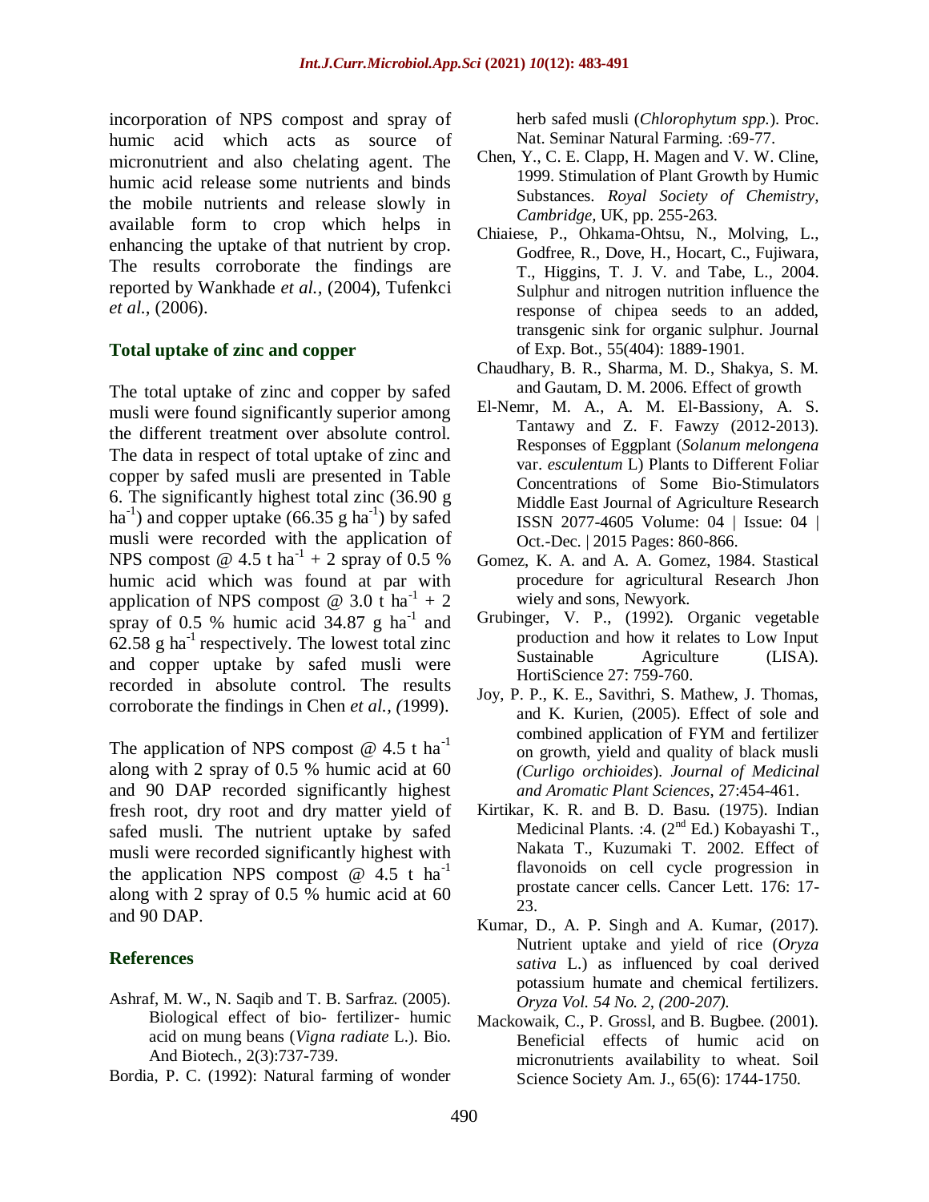incorporation of NPS compost and spray of humic acid which acts as source of micronutrient and also chelating agent. The humic acid release some nutrients and binds the mobile nutrients and release slowly in available form to crop which helps in enhancing the uptake of that nutrient by crop. The results corroborate the findings are reported by Wankhade *et al.,* (2004), Tufenkci *et al.,* (2006).

### Total uptake of zinc and copper

The total uptake of zinc and copper by safed musli were found significantly superior among the different treatment over absolute control. The data in respect of total uptake of zinc and copper by safed musli are presented in Table 6. The significantly highest total zinc (36.90 g $ha^{-1}$) and copper uptake (66.35 g $ha^{-1}$) by safed musli were recorded with the application of NPS compost @ 4.5 t $ha^{-1}$ + 2 spray of 0.5 % humic acid which was found at par with application of NPS compost @ 3.0 t $ha^{-1}$ + 2 spray of 0.5 % humic acid 34.87 g $ha^{-1}$ and 62.58 g $ha^{-1}$ respectively. The lowest total zinc and copper uptake by safed musli were recorded in absolute control. The results corroborate the findings in Chen *et al., (*1999).

The application of NPS compost @ 4.5 t $ha^{-1}$ along with 2 spray of 0.5 % humic acid at 60 and 90 DAP recorded significantly highest fresh root, dry root and dry matter yield of safed musli. The nutrient uptake by safed musli were recorded significantly highest with the application NPS compost @ 4.5 t $ha^{-1}$ along with 2 spray of 0.5 % humic acid at 60 and 90 DAP.

## References

Ashraf, M. W., N. Saqib and T. B. Sarfraz. (2005). Biological effect of bio- fertilizer- humic acid on mung beans (*Vigna radiate* L.). Bio. And Biotech., 2(3):737-739.

Bordia, P. C. (1992): Natural farming of wonder herb safed musli (*Chlorophytum spp.*). Proc. Nat. Seminar Natural Farming. :69-77.

Chen, Y., C. E. Clapp, H. Magen and V. W. Cline, 1999. Stimulation of Plant Growth by Humic Substances. *Royal Society of Chemistry, Cambridge*, UK, pp. 255-263.

Chiaiese, P., Ohkama-Ohtsu, N., Molving, L., Godfree, R., Dove, H., Hocart, C., Fujiwara, T., Higgins, T. J. V. and Tabe, L., 2004. Sulphur and nitrogen nutrition influence the response of chipea seeds to an added, transgenic sink for organic sulphur. Journal of Exp. Bot., 55(404): 1889-1901.

Chaudhary, B. R., Sharma, M. D., Shakya, S. M. and Gautam, D. M. 2006. Effect of growth

El-Nemr, M. A., A. M. El-Bassiony, A. S. Tantawy and Z. F. Fawzy (2012-2013). Responses of Eggplant (*Solanum melongena* var. *esculentum* L) Plants to Different Foliar Concentrations of Some Bio-Stimulators Middle East Journal of Agriculture Research ISSN 2077-4605 Volume: 04 | Issue: 04 | Oct.-Dec. | 2015 Pages: 860-866.

Gomez, K. A. and A. A. Gomez, 1984. Stastical procedure for agricultural Research Jhon wiely and sons, Newyork.

Grubinger, V. P., (1992). Organic vegetable production and how it relates to Low Input Sustainable Agriculture (LISA). HortiScience 27: 759-760.

Joy, P. P., K. E., Savithri, S. Mathew, J. Thomas, and K. Kurien, (2005). Effect of sole and combined application of FYM and fertilizer on growth, yield and quality of black musli *(Curligo orchioides*). *Journal of Medicinal and Aromatic Plant Sciences*, 27:454-461.

Kirtikar, K. R. and B. D. Basu. (1975). Indian Medicinal Plants. :4. (2nd Ed.) Kobayashi T., Nakata T., Kuzumaki T. 2002. Effect of flavonoids on cell cycle progression in prostate cancer cells. Cancer Lett. 176: 17-23.

Kumar, D., A. P. Singh and A. Kumar, (2017). Nutrient uptake and yield of rice (*Oryza sativa* L.) as influenced by coal derived potassium humate and chemical fertilizers. *Oryza Vol. 54 No. 2, (200-207).*

Mackowaik, C., P. Grossl, and B. Bugbee. (2001). Beneficial effects of humic acid on micronutrients availability to wheat. Soil Science Society Am. J., 65(6): 1744-1750.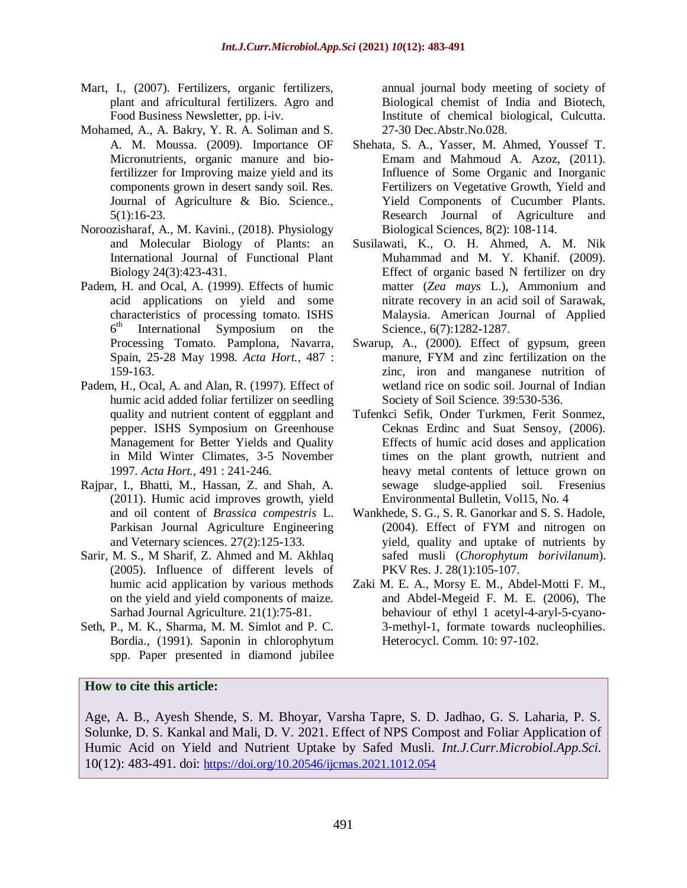Mart, I., (2007). Fertilizers, organic fertilizers, plant and africultural fertilizers. Agro and Food Business Newsletter, pp. i-iv.

Mohamed, A., A. Bakry, Y. R. A. Soliman and S. A. M. Moussa. (2009). Importance OF Micronutrients, organic manure and bio-fertilizzer for Improving maize yield and its components grown in desert sandy soil. Res. Journal of Agriculture & Bio. Science., 5(1):16-23.

Noroozisharaf, A., M. Kavini., (2018). Physiology and Molecular Biology of Plants: an International Journal of Functional Plant Biology 24(3):423-431.

Padem, H. and Ocal, A. (1999). Effects of humic acid applications on yield and some characteristics of processing tomato. ISHS 6th International Symposium on the Processing Tomato. Pamplona, Navarra, Spain, 25-28 May 1998. *Acta Hort.*, 487 : 159-163.

Padem, H., Ocal, A. and Alan, R. (1997). Effect of humic acid added foliar fertilizer on seedling quality and nutrient content of eggplant and pepper. ISHS Symposium on Greenhouse Management for Better Yields and Quality in Mild Winter Climates, 3-5 November 1997. *Acta Hort.*, 491 : 241-246.

Rajpar, I., Bhatti, M., Hassan, Z. and Shah, A. (2011). Humic acid improves growth, yield and oil content of *Brassica compestris* L. Parkisan Journal Agriculture Engineering and Veternary sciences. 27(2):125-133.

Sarir, M. S., M Sharif, Z. Ahmed and M. Akhlaq (2005). Influence of different levels of humic acid application by various methods on the yield and yield components of maize. Sarhad Journal Agriculture. 21(1):75-81.

Seth, P., M. K., Sharma, M. M. Simlot and P. C. Bordia., (1991). Saponin in chlorophytum spp. Paper presented in diamond jubilee annual journal body meeting of society of Biological chemist of India and Biotech, Institute of chemical biological, Culcutta. 27-30 Dec.Abstr.No.028.

Shehata, S. A., Yasser, M. Ahmed, Youssef T. Emam and Mahmoud A. Azoz, (2011). Influence of Some Organic and Inorganic Fertilizers on Vegetative Growth, Yield and Yield Components of Cucumber Plants. Research Journal of Agriculture and Biological Sciences, 8(2): 108-114.

Susilawati, K., O. H. Ahmed, A. M. Nik Muhammad and M. Y. Khanif. (2009). Effect of organic based N fertilizer on dry matter (*Zea mays* L.), Ammonium and nitrate recovery in an acid soil of Sarawak, Malaysia. American Journal of Applied Science., 6(7):1282-1287.

Swarup, A., (2000). Effect of gypsum, green manure, FYM and zinc fertilization on the zinc, iron and manganese nutrition of wetland rice on sodic soil. Journal of Indian Society of Soil Science. 39:530-536.

Tufenkci Sefik, Onder Turkmen, Ferit Sonmez, Ceknas Erdinc and Suat Sensoy, (2006). Effects of humic acid doses and application times on the plant growth, nutrient and heavy metal contents of lettuce grown on sewage sludge-applied soil. Fresenius Environmental Bulletin, Vol15, No. 4

Wankhede, S. G., S. R. Ganorkar and S. S. Hadole, (2004). Effect of FYM and nitrogen on yield, quality and uptake of nutrients by safed musli (*Chorophytum borivilanum*). PKV Res. J. 28(1):105-107.

Zaki M. E. A., Morsy E. M., Abdel-Motti F. M., and Abdel-Megeid F. M. E. (2006), The behaviour of ethyl 1 acetyl-4-aryl-5-cyano-3-methyl-1, formate towards nucleophilies. Heterocycl. Comm. 10: 97-102.

**How to cite this article:**

Age, A. B., Ayesh Shende, S. M. Bhoyar, Varsha Tapre, S. D. Jadhao, G. S. Laharia, P. S. Solunke, D. S. Kankal and Mali, D. V. 2021. Effect of NPS Compost and Foliar Application of Humic Acid on Yield and Nutrient Uptake by Safed Musli. *Int.J.Curr.Microbiol.App.Sci.* 10(12): 483-491. doi: https://doi.org/10.20546/ijcmas.2021.1012.054